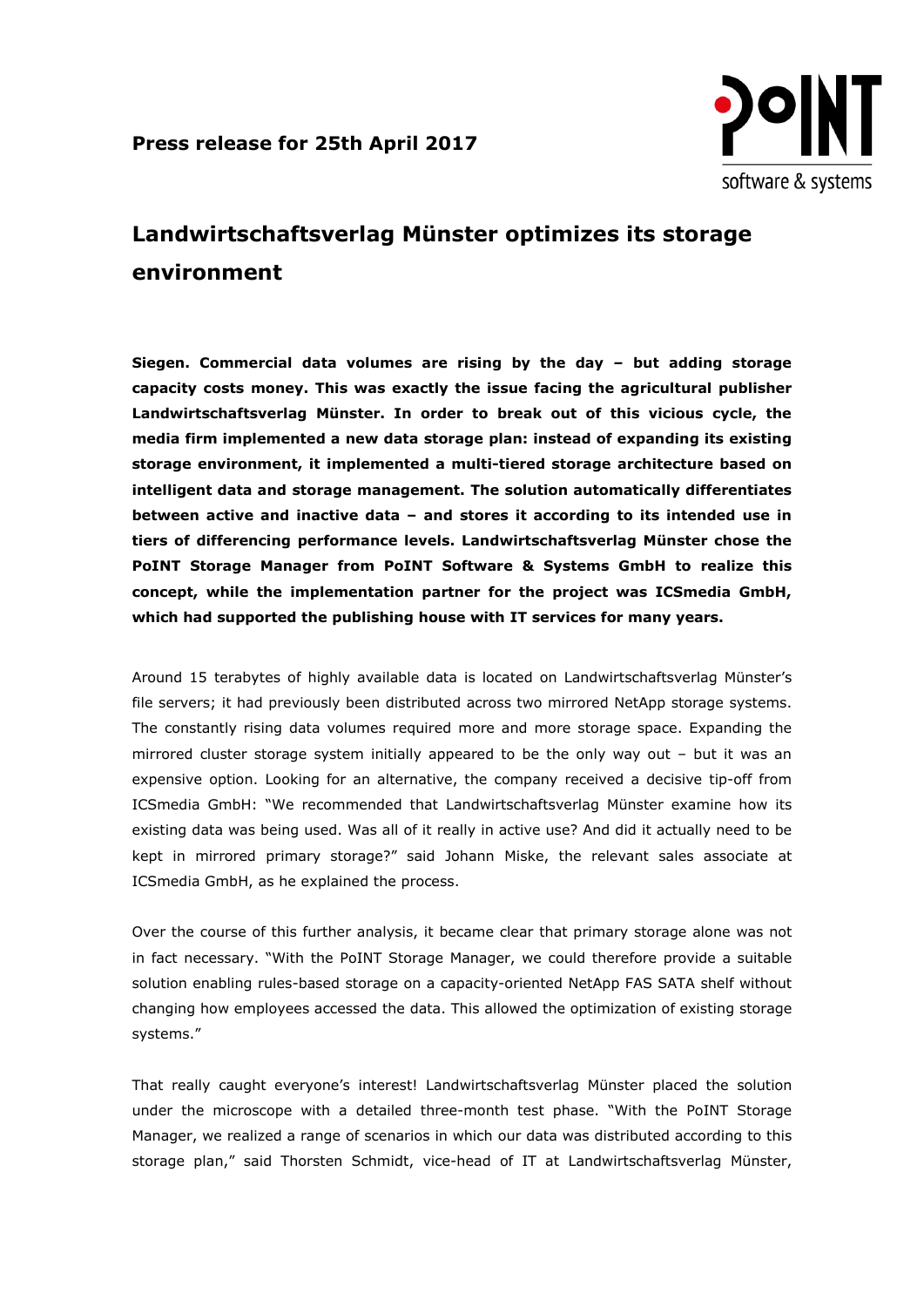**Press release for 25th April 2017**

# Landwirtschaftsverlag Münster optimizes its storage environment

**Siegen. Commercial data volumes are rising by the day – but adding storage capacity costs money. This was exactly the issue facing the agricultural publisher Landwirtschaftsverlag Münster. In order to break out of this vicious cycle, the media firm implemented a new data storage plan: instead of expanding its existing storage environment, it implemented a multi-tiered storage architecture based on intelligent data and storage management. The solution automatically differentiates between active and inactive data – and stores it according to its intended use in tiers of differencing performance levels. Landwirtschaftsverlag Münster chose the PoINT Storage Manager from PoINT Software & Systems GmbH to realize this concept, while the implementation partner for the project was ICSmedia GmbH, which had supported the publishing house with IT services for many years.**

Around 15 terabytes of highly available data is located on Landwirtschaftsverlag Münster's file servers; it had previously been distributed across two mirrored NetApp storage systems. The constantly rising data volumes required more and more storage space. Expanding the mirrored cluster storage system initially appeared to be the only way out – but it was an expensive option. Looking for an alternative, the company received a decisive tip-off from ICSmedia GmbH: "We recommended that Landwirtschaftsverlag Münster examine how its existing data was being used. Was all of it really in active use? And did it actually need to be kept in mirrored primary storage?" said Johann Miske, the relevant sales associate at ICSmedia GmbH, as he explained the process.

Over the course of this further analysis, it became clear that primary storage alone was not in fact necessary. "With the PoINT Storage Manager, we could therefore provide a suitable solution enabling rules-based storage on a capacity-oriented NetApp FAS SATA shelf without changing how employees accessed the data. This allowed the optimization of existing storage systems."

That really caught everyone's interest! Landwirtschaftsverlag Münster placed the solution under the microscope with a detailed three-month test phase. "With the PoINT Storage Manager, we realized a range of scenarios in which our data was distributed according to this storage plan," said Thorsten Schmidt, vice-head of IT at Landwirtschaftsverlag Münster,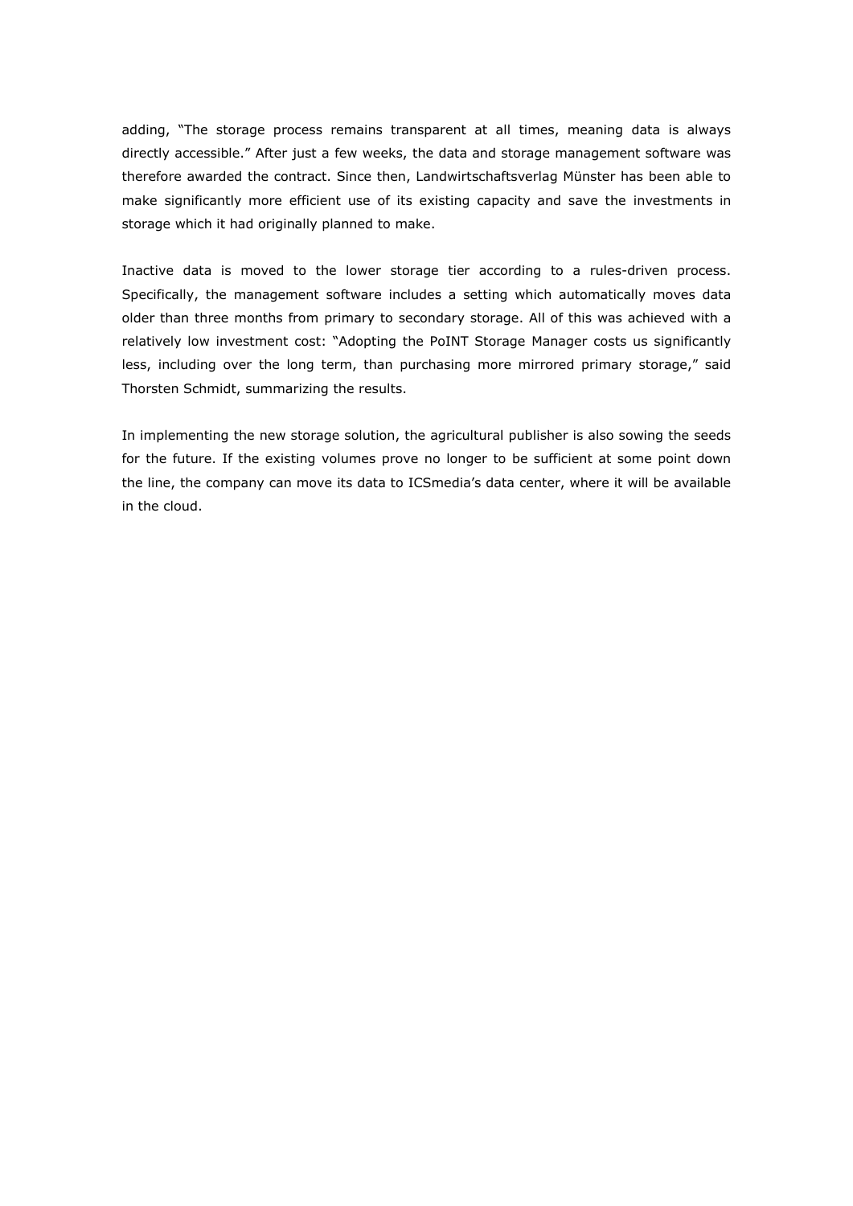adding, "The storage process remains transparent at all times, meaning data is always directly accessible." After just a few weeks, the data and storage management software was therefore awarded the contract. Since then, Landwirtschaftsverlag Münster has been able to make significantly more efficient use of its existing capacity and save the investments in storage which it had originally planned to make.

Inactive data is moved to the lower storage tier according to a rules-driven process. Specifically, the management software includes a setting which automatically moves data older than three months from primary to secondary storage. All of this was achieved with a relatively low investment cost: "Adopting the PoINT Storage Manager costs us significantly less, including over the long term, than purchasing more mirrored primary storage," said Thorsten Schmidt, summarizing the results.

In implementing the new storage solution, the agricultural publisher is also sowing the seeds for the future. If the existing volumes prove no longer to be sufficient at some point down the line, the company can move its data to ICSmedia's data center, where it will be available in the cloud.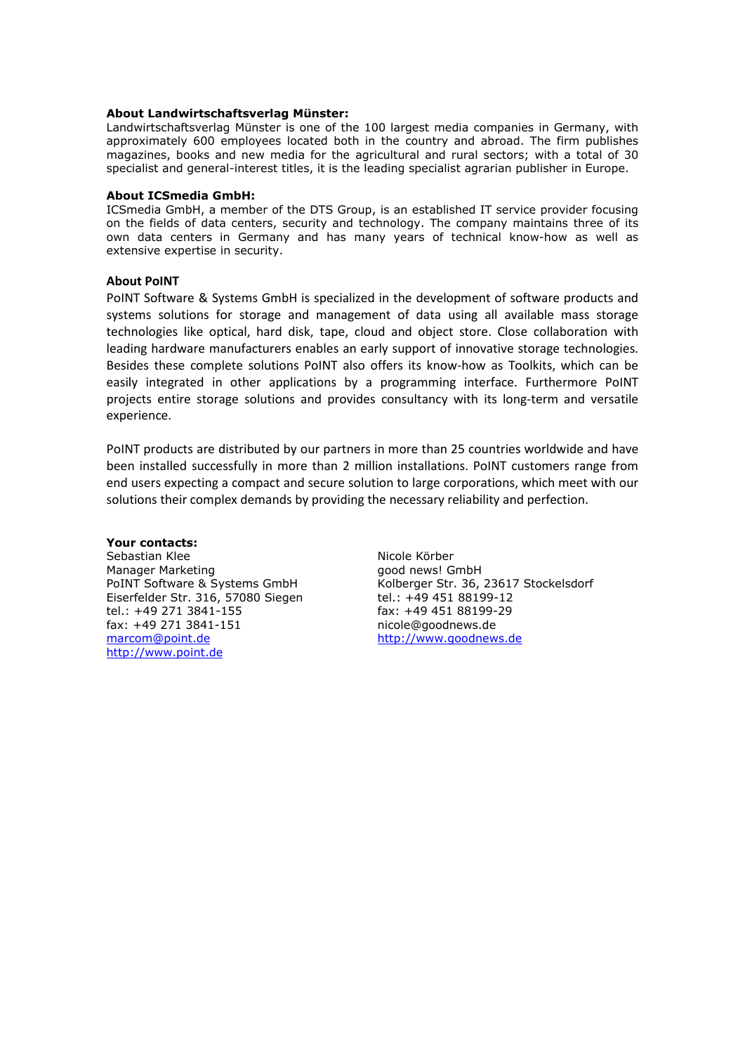**About Landwirtschaftsverlag Münster:**
Landwirtschaftsverlag Münster is one of the 100 largest media companies in Germany, with approximately 600 employees located both in the country and abroad. The firm publishes magazines, books and new media for the agricultural and rural sectors; with a total of 30 specialist and general-interest titles, it is the leading specialist agrarian publisher in Europe.

**About ICSmedia GmbH:**
ICSmedia GmbH, a member of the DTS Group, is an established IT service provider focusing on the fields of data centers, security and technology. The company maintains three of its own data centers in Germany and has many years of technical know-how as well as extensive expertise in security.

**About PoINT**
PoINT Software & Systems GmbH is specialized in the development of software products and systems solutions for storage and management of data using all available mass storage technologies like optical, hard disk, tape, cloud and object store. Close collaboration with leading hardware manufacturers enables an early support of innovative storage technologies. Besides these complete solutions PoINT also offers its know-how as Toolkits, which can be easily integrated in other applications by a programming interface. Furthermore PoINT projects entire storage solutions and provides consultancy with its long-term and versatile experience.

PoINT products are distributed by our partners in more than 25 countries worldwide and have been installed successfully in more than 2 million installations. PoINT customers range from end users expecting a compact and secure solution to large corporations, which meet with our solutions their complex demands by providing the necessary reliability and perfection.

**Your contacts:**

Sebastian Klee
Manager Marketing
PoINT Software & Systems GmbH
Eiserfelder Str. 316, 57080 Siegen
tel.: +49 271 3841-155
fax: +49 271 3841-151
marcom@point.de
http://www.point.de

Nicole Körber
good news! GmbH
Kolberger Str. 36, 23617 Stockelsdorf
tel.: +49 451 88199-12
fax: +49 451 88199-29
nicole@goodnews.de
http://www.goodnews.de